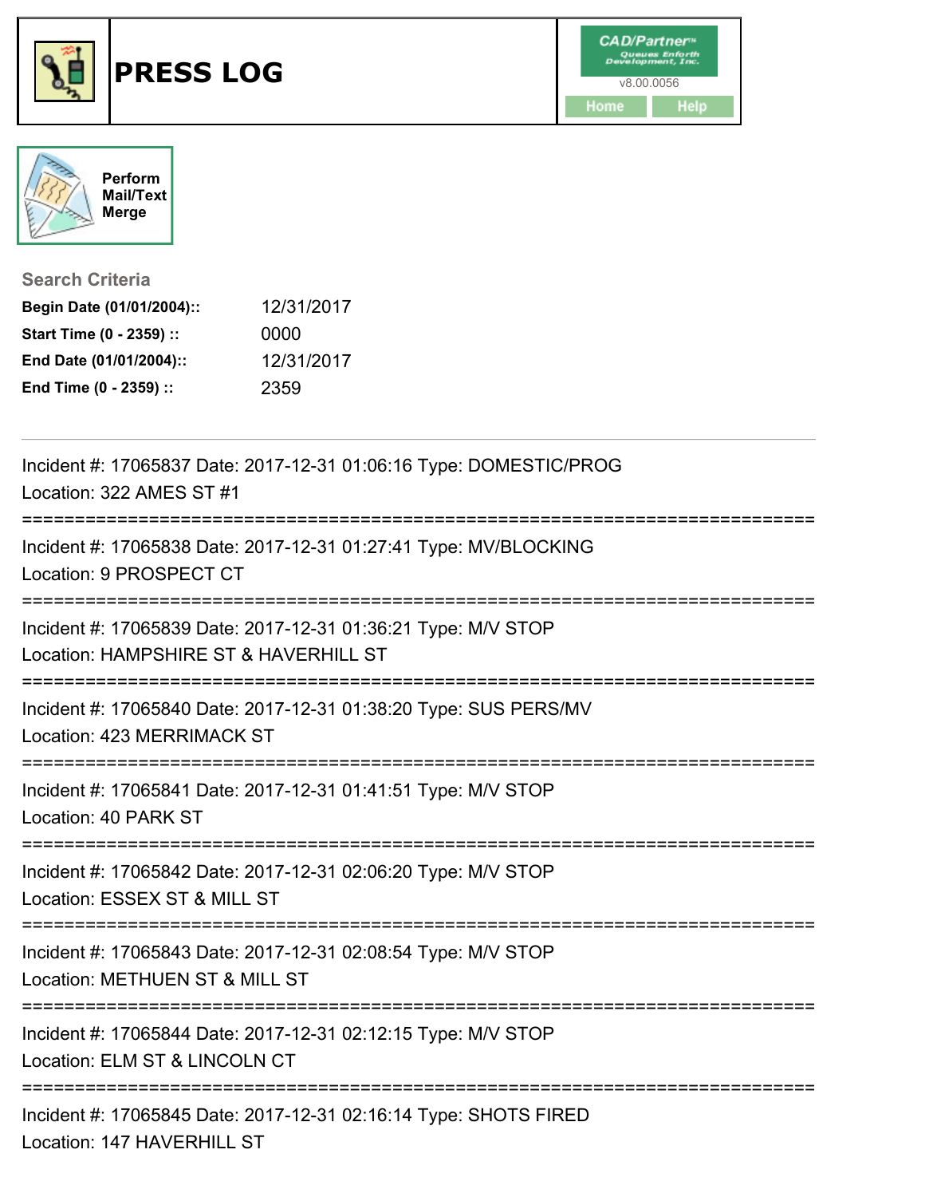# PRESS LOG

CAD/Partner™ Queues Enforth Development, Inc.
v8.00.0056
Home Help

Perform Mail/Text Merge

## Search Criteria

**Begin Date (01/01/2004)::** 12/31/2017
**Start Time (0 - 2359) ::** 0000
**End Date (01/01/2004)::** 12/31/2017
**End Time (0 - 2359) ::** 2359

---

Incident #: 17065837 Date: 2017-12-31 01:06:16 Type: DOMESTIC/PROG
Location: 322 AMES ST #1

===========================================================================

Incident #: 17065838 Date: 2017-12-31 01:27:41 Type: MV/BLOCKING
Location: 9 PROSPECT CT

===========================================================================

Incident #: 17065839 Date: 2017-12-31 01:36:21 Type: M/V STOP
Location: HAMPSHIRE ST & HAVERHILL ST

===========================================================================

Incident #: 17065840 Date: 2017-12-31 01:38:20 Type: SUS PERS/MV
Location: 423 MERRIMACK ST

===========================================================================

Incident #: 17065841 Date: 2017-12-31 01:41:51 Type: M/V STOP
Location: 40 PARK ST

===========================================================================

Incident #: 17065842 Date: 2017-12-31 02:06:20 Type: M/V STOP
Location: ESSEX ST & MILL ST

===========================================================================

Incident #: 17065843 Date: 2017-12-31 02:08:54 Type: M/V STOP
Location: METHUEN ST & MILL ST

===========================================================================

Incident #: 17065844 Date: 2017-12-31 02:12:15 Type: M/V STOP
Location: ELM ST & LINCOLN CT

===========================================================================

Incident #: 17065845 Date: 2017-12-31 02:16:14 Type: SHOTS FIRED
Location: 147 HAVERHILL ST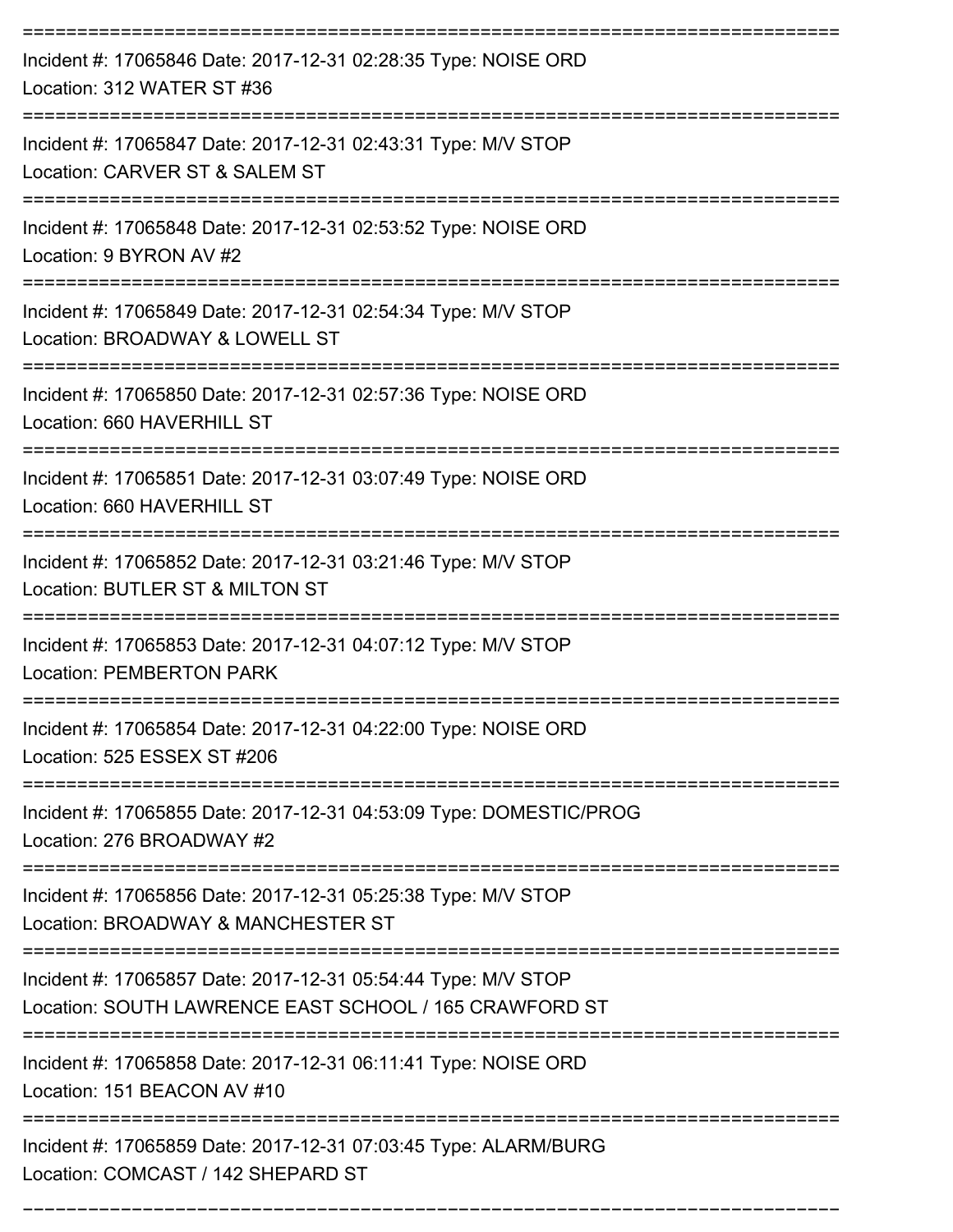===========================================================================

Incident #: 17065846 Date: 2017-12-31 02:28:35 Type: NOISE ORD
Location: 312 WATER ST #36

===========================================================================

Incident #: 17065847 Date: 2017-12-31 02:43:31 Type: M/V STOP
Location: CARVER ST & SALEM ST

===========================================================================

Incident #: 17065848 Date: 2017-12-31 02:53:52 Type: NOISE ORD
Location: 9 BYRON AV #2

===========================================================================

Incident #: 17065849 Date: 2017-12-31 02:54:34 Type: M/V STOP
Location: BROADWAY & LOWELL ST

===========================================================================

Incident #: 17065850 Date: 2017-12-31 02:57:36 Type: NOISE ORD
Location: 660 HAVERHILL ST

===========================================================================

Incident #: 17065851 Date: 2017-12-31 03:07:49 Type: NOISE ORD
Location: 660 HAVERHILL ST

===========================================================================

Incident #: 17065852 Date: 2017-12-31 03:21:46 Type: M/V STOP
Location: BUTLER ST & MILTON ST

===========================================================================

Incident #: 17065853 Date: 2017-12-31 04:07:12 Type: M/V STOP
Location: PEMBERTON PARK

===========================================================================

Incident #: 17065854 Date: 2017-12-31 04:22:00 Type: NOISE ORD
Location: 525 ESSEX ST #206

===========================================================================

Incident #: 17065855 Date: 2017-12-31 04:53:09 Type: DOMESTIC/PROG
Location: 276 BROADWAY #2

===========================================================================

Incident #: 17065856 Date: 2017-12-31 05:25:38 Type: M/V STOP
Location: BROADWAY & MANCHESTER ST

===========================================================================

Incident #: 17065857 Date: 2017-12-31 05:54:44 Type: M/V STOP
Location: SOUTH LAWRENCE EAST SCHOOL / 165 CRAWFORD ST

===========================================================================

Incident #: 17065858 Date: 2017-12-31 06:11:41 Type: NOISE ORD
Location: 151 BEACON AV #10

===========================================================================

Incident #: 17065859 Date: 2017-12-31 07:03:45 Type: ALARM/BURG
Location: COMCAST / 142 SHEPARD ST

===========================================================================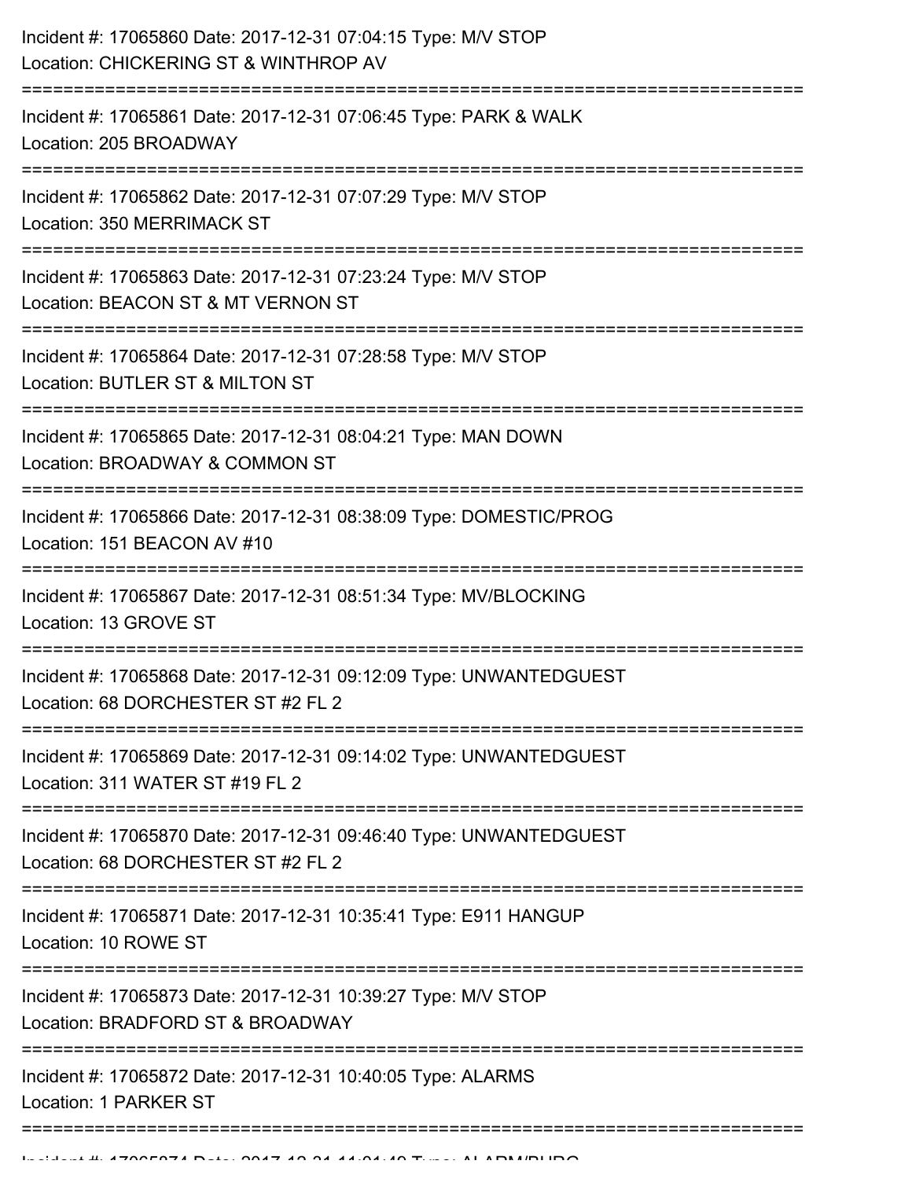Incident #: 17065860 Date: 2017-12-31 07:04:15 Type: M/V STOP
Location: CHICKERING ST & WINTHROP AV

===========================================================================

Incident #: 17065861 Date: 2017-12-31 07:06:45 Type: PARK & WALK
Location: 205 BROADWAY

===========================================================================

Incident #: 17065862 Date: 2017-12-31 07:07:29 Type: M/V STOP
Location: 350 MERRIMACK ST

===========================================================================

Incident #: 17065863 Date: 2017-12-31 07:23:24 Type: M/V STOP
Location: BEACON ST & MT VERNON ST

===========================================================================

Incident #: 17065864 Date: 2017-12-31 07:28:58 Type: M/V STOP
Location: BUTLER ST & MILTON ST

===========================================================================

Incident #: 17065865 Date: 2017-12-31 08:04:21 Type: MAN DOWN
Location: BROADWAY & COMMON ST

===========================================================================

Incident #: 17065866 Date: 2017-12-31 08:38:09 Type: DOMESTIC/PROG
Location: 151 BEACON AV #10

===========================================================================

Incident #: 17065867 Date: 2017-12-31 08:51:34 Type: MV/BLOCKING
Location: 13 GROVE ST

===========================================================================

Incident #: 17065868 Date: 2017-12-31 09:12:09 Type: UNWANTEDGUEST
Location: 68 DORCHESTER ST #2 FL 2

===========================================================================

Incident #: 17065869 Date: 2017-12-31 09:14:02 Type: UNWANTEDGUEST
Location: 311 WATER ST #19 FL 2

===========================================================================

Incident #: 17065870 Date: 2017-12-31 09:46:40 Type: UNWANTEDGUEST
Location: 68 DORCHESTER ST #2 FL 2

===========================================================================

Incident #: 17065871 Date: 2017-12-31 10:35:41 Type: E911 HANGUP
Location: 10 ROWE ST

===========================================================================

Incident #: 17065873 Date: 2017-12-31 10:39:27 Type: M/V STOP
Location: BRADFORD ST & BROADWAY

===========================================================================

Incident #: 17065872 Date: 2017-12-31 10:40:05 Type: ALARMS
Location: 1 PARKER ST

===========================================================================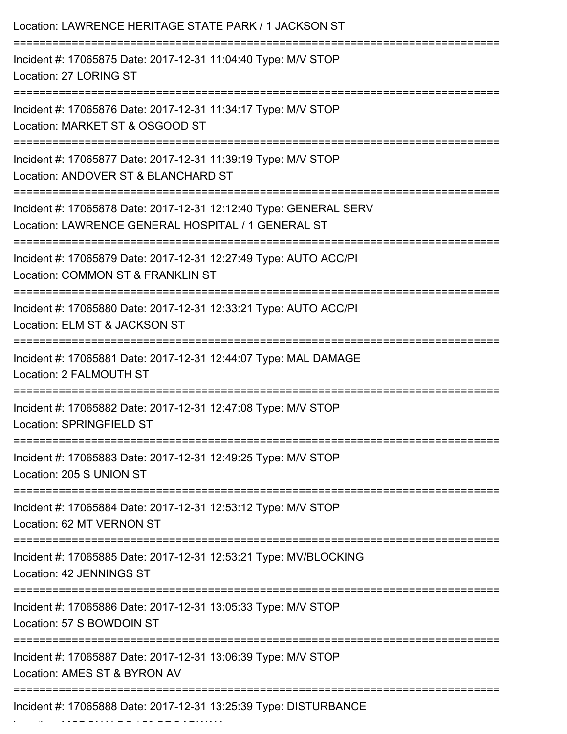Location: LAWRENCE HERITAGE STATE PARK / 1 JACKSON ST

===========================================================================

Incident #: 17065875 Date: 2017-12-31 11:04:40 Type: M/V STOP
Location: 27 LORING ST

===========================================================================

Incident #: 17065876 Date: 2017-12-31 11:34:17 Type: M/V STOP
Location: MARKET ST & OSGOOD ST

===========================================================================

Incident #: 17065877 Date: 2017-12-31 11:39:19 Type: M/V STOP
Location: ANDOVER ST & BLANCHARD ST

===========================================================================

Incident #: 17065878 Date: 2017-12-31 12:12:40 Type: GENERAL SERV
Location: LAWRENCE GENERAL HOSPITAL / 1 GENERAL ST

===========================================================================

Incident #: 17065879 Date: 2017-12-31 12:27:49 Type: AUTO ACC/PI
Location: COMMON ST & FRANKLIN ST

===========================================================================

Incident #: 17065880 Date: 2017-12-31 12:33:21 Type: AUTO ACC/PI
Location: ELM ST & JACKSON ST

===========================================================================

Incident #: 17065881 Date: 2017-12-31 12:44:07 Type: MAL DAMAGE
Location: 2 FALMOUTH ST

===========================================================================

Incident #: 17065882 Date: 2017-12-31 12:47:08 Type: M/V STOP
Location: SPRINGFIELD ST

===========================================================================

Incident #: 17065883 Date: 2017-12-31 12:49:25 Type: M/V STOP
Location: 205 S UNION ST

===========================================================================

Incident #: 17065884 Date: 2017-12-31 12:53:12 Type: M/V STOP
Location: 62 MT VERNON ST

===========================================================================

Incident #: 17065885 Date: 2017-12-31 12:53:21 Type: MV/BLOCKING
Location: 42 JENNINGS ST

===========================================================================

Incident #: 17065886 Date: 2017-12-31 13:05:33 Type: M/V STOP
Location: 57 S BOWDOIN ST

===========================================================================

Incident #: 17065887 Date: 2017-12-31 13:06:39 Type: M/V STOP
Location: AMES ST & BYRON AV

===========================================================================

Incident #: 17065888 Date: 2017-12-31 13:25:39 Type: DISTURBANCE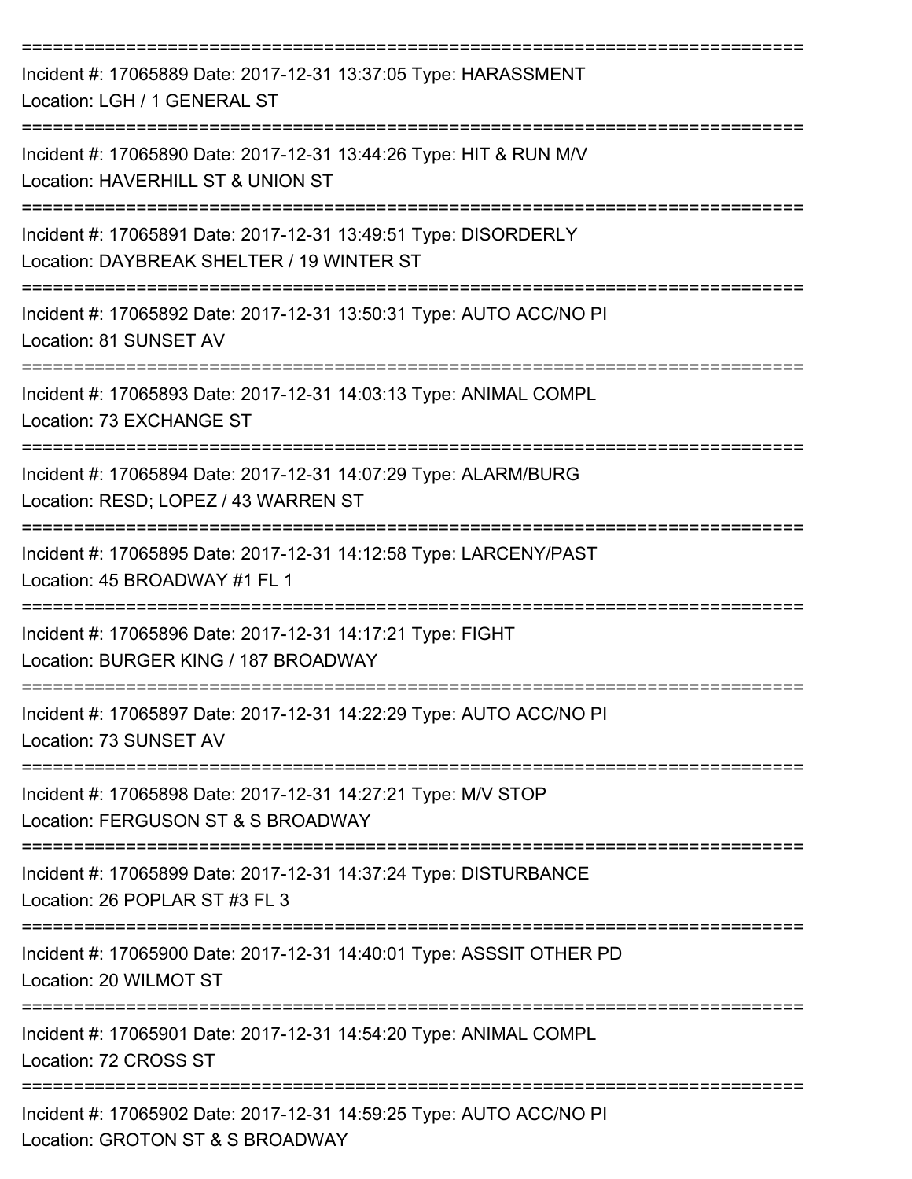===========================================================================

Incident #: 17065889 Date: 2017-12-31 13:37:05 Type: HARASSMENT
Location: LGH / 1 GENERAL ST

===========================================================================

Incident #: 17065890 Date: 2017-12-31 13:44:26 Type: HIT & RUN M/V
Location: HAVERHILL ST & UNION ST

===========================================================================

Incident #: 17065891 Date: 2017-12-31 13:49:51 Type: DISORDERLY
Location: DAYBREAK SHELTER / 19 WINTER ST

===========================================================================

Incident #: 17065892 Date: 2017-12-31 13:50:31 Type: AUTO ACC/NO PI
Location: 81 SUNSET AV

===========================================================================

Incident #: 17065893 Date: 2017-12-31 14:03:13 Type: ANIMAL COMPL
Location: 73 EXCHANGE ST

===========================================================================

Incident #: 17065894 Date: 2017-12-31 14:07:29 Type: ALARM/BURG
Location: RESD; LOPEZ / 43 WARREN ST

===========================================================================

Incident #: 17065895 Date: 2017-12-31 14:12:58 Type: LARCENY/PAST
Location: 45 BROADWAY #1 FL 1

===========================================================================

Incident #: 17065896 Date: 2017-12-31 14:17:21 Type: FIGHT
Location: BURGER KING / 187 BROADWAY

===========================================================================

Incident #: 17065897 Date: 2017-12-31 14:22:29 Type: AUTO ACC/NO PI
Location: 73 SUNSET AV

===========================================================================

Incident #: 17065898 Date: 2017-12-31 14:27:21 Type: M/V STOP
Location: FERGUSON ST & S BROADWAY

===========================================================================

Incident #: 17065899 Date: 2017-12-31 14:37:24 Type: DISTURBANCE
Location: 26 POPLAR ST #3 FL 3

===========================================================================

Incident #: 17065900 Date: 2017-12-31 14:40:01 Type: ASSSIT OTHER PD
Location: 20 WILMOT ST

===========================================================================

Incident #: 17065901 Date: 2017-12-31 14:54:20 Type: ANIMAL COMPL
Location: 72 CROSS ST

===========================================================================

Incident #: 17065902 Date: 2017-12-31 14:59:25 Type: AUTO ACC/NO PI
Location: GROTON ST & S BROADWAY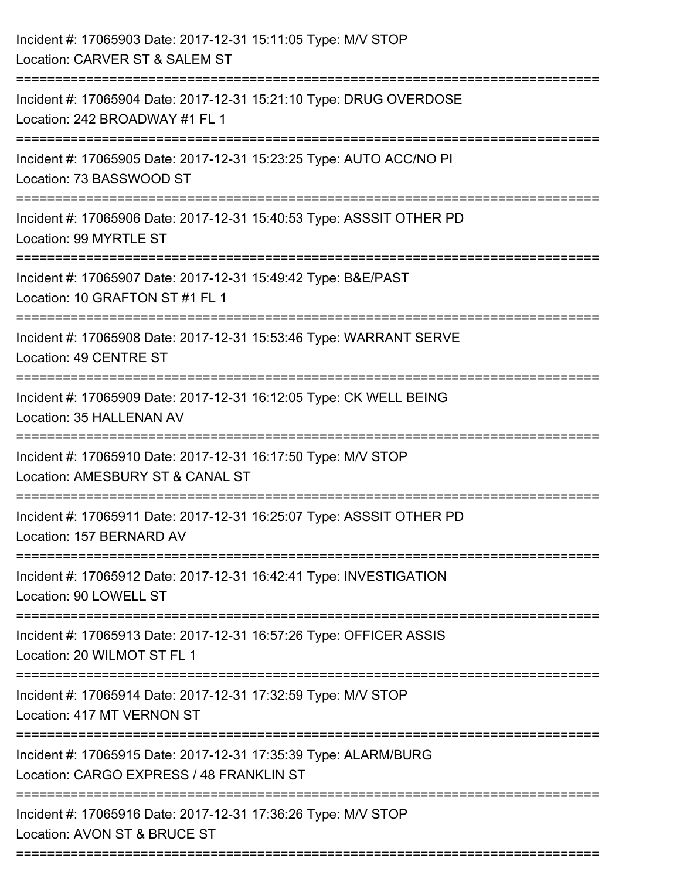Incident #: 17065903 Date: 2017-12-31 15:11:05 Type: M/V STOP
Location: CARVER ST & SALEM ST

===========================================================================

Incident #: 17065904 Date: 2017-12-31 15:21:10 Type: DRUG OVERDOSE
Location: 242 BROADWAY #1 FL 1

===========================================================================

Incident #: 17065905 Date: 2017-12-31 15:23:25 Type: AUTO ACC/NO PI
Location: 73 BASSWOOD ST

===========================================================================

Incident #: 17065906 Date: 2017-12-31 15:40:53 Type: ASSSIT OTHER PD
Location: 99 MYRTLE ST

===========================================================================

Incident #: 17065907 Date: 2017-12-31 15:49:42 Type: B&E/PAST
Location: 10 GRAFTON ST #1 FL 1

===========================================================================

Incident #: 17065908 Date: 2017-12-31 15:53:46 Type: WARRANT SERVE
Location: 49 CENTRE ST

===========================================================================

Incident #: 17065909 Date: 2017-12-31 16:12:05 Type: CK WELL BEING
Location: 35 HALLENAN AV

===========================================================================

Incident #: 17065910 Date: 2017-12-31 16:17:50 Type: M/V STOP
Location: AMESBURY ST & CANAL ST

===========================================================================

Incident #: 17065911 Date: 2017-12-31 16:25:07 Type: ASSSIT OTHER PD
Location: 157 BERNARD AV

===========================================================================

Incident #: 17065912 Date: 2017-12-31 16:42:41 Type: INVESTIGATION
Location: 90 LOWELL ST

===========================================================================

Incident #: 17065913 Date: 2017-12-31 16:57:26 Type: OFFICER ASSIS
Location: 20 WILMOT ST FL 1

===========================================================================

Incident #: 17065914 Date: 2017-12-31 17:32:59 Type: M/V STOP
Location: 417 MT VERNON ST

===========================================================================

Incident #: 17065915 Date: 2017-12-31 17:35:39 Type: ALARM/BURG
Location: CARGO EXPRESS / 48 FRANKLIN ST

===========================================================================

Incident #: 17065916 Date: 2017-12-31 17:36:26 Type: M/V STOP
Location: AVON ST & BRUCE ST

===========================================================================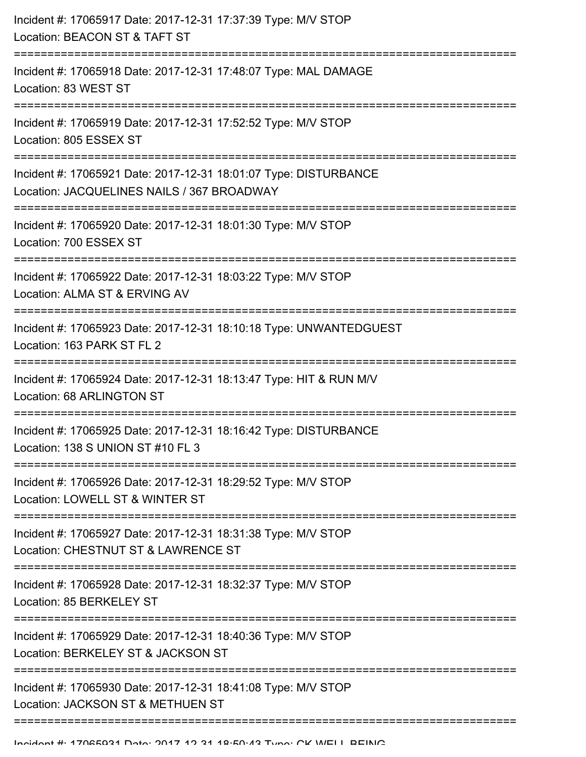Incident #: 17065917 Date: 2017-12-31 17:37:39 Type: M/V STOP
Location: BEACON ST & TAFT ST

===========================================================================

Incident #: 17065918 Date: 2017-12-31 17:48:07 Type: MAL DAMAGE
Location: 83 WEST ST

===========================================================================

Incident #: 17065919 Date: 2017-12-31 17:52:52 Type: M/V STOP
Location: 805 ESSEX ST

===========================================================================

Incident #: 17065921 Date: 2017-12-31 18:01:07 Type: DISTURBANCE
Location: JACQUELINES NAILS / 367 BROADWAY

===========================================================================

Incident #: 17065920 Date: 2017-12-31 18:01:30 Type: M/V STOP
Location: 700 ESSEX ST

===========================================================================

Incident #: 17065922 Date: 2017-12-31 18:03:22 Type: M/V STOP
Location: ALMA ST & ERVING AV

===========================================================================

Incident #: 17065923 Date: 2017-12-31 18:10:18 Type: UNWANTEDGUEST
Location: 163 PARK ST FL 2

===========================================================================

Incident #: 17065924 Date: 2017-12-31 18:13:47 Type: HIT & RUN M/V
Location: 68 ARLINGTON ST

===========================================================================

Incident #: 17065925 Date: 2017-12-31 18:16:42 Type: DISTURBANCE
Location: 138 S UNION ST #10 FL 3

===========================================================================

Incident #: 17065926 Date: 2017-12-31 18:29:52 Type: M/V STOP
Location: LOWELL ST & WINTER ST

===========================================================================

Incident #: 17065927 Date: 2017-12-31 18:31:38 Type: M/V STOP
Location: CHESTNUT ST & LAWRENCE ST

===========================================================================

Incident #: 17065928 Date: 2017-12-31 18:32:37 Type: M/V STOP
Location: 85 BERKELEY ST

===========================================================================

Incident #: 17065929 Date: 2017-12-31 18:40:36 Type: M/V STOP
Location: BERKELEY ST & JACKSON ST

===========================================================================

Incident #: 17065930 Date: 2017-12-31 18:41:08 Type: M/V STOP
Location: JACKSON ST & METHUEN ST

===========================================================================

Incident #: 17065931 Date: 2017-12-31 18:50:43 Type: CK WELL BEING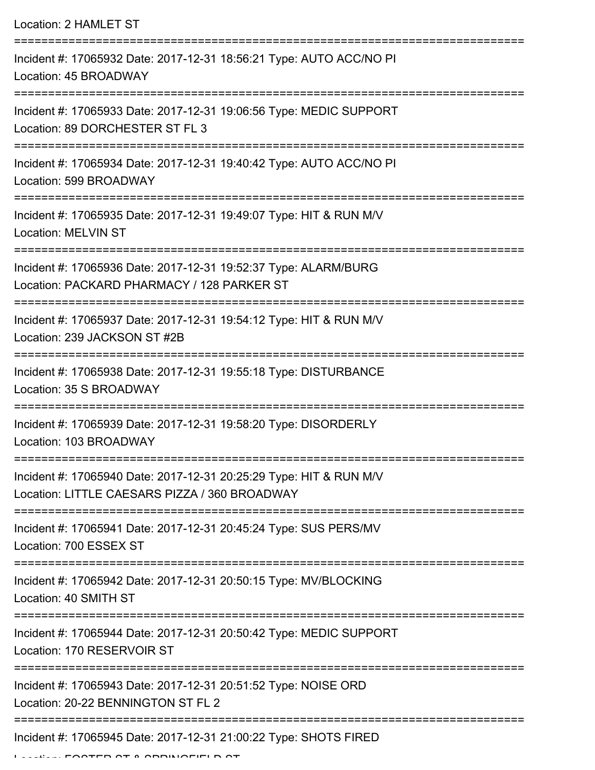Location: 2 HAMLET ST

===========================================================================

Incident #: 17065932 Date: 2017-12-31 18:56:21 Type: AUTO ACC/NO PI
Location: 45 BROADWAY

===========================================================================

Incident #: 17065933 Date: 2017-12-31 19:06:56 Type: MEDIC SUPPORT
Location: 89 DORCHESTER ST FL 3

===========================================================================

Incident #: 17065934 Date: 2017-12-31 19:40:42 Type: AUTO ACC/NO PI
Location: 599 BROADWAY

===========================================================================

Incident #: 17065935 Date: 2017-12-31 19:49:07 Type: HIT & RUN M/V
Location: MELVIN ST

===========================================================================

Incident #: 17065936 Date: 2017-12-31 19:52:37 Type: ALARM/BURG
Location: PACKARD PHARMACY / 128 PARKER ST

===========================================================================

Incident #: 17065937 Date: 2017-12-31 19:54:12 Type: HIT & RUN M/V
Location: 239 JACKSON ST #2B

===========================================================================

Incident #: 17065938 Date: 2017-12-31 19:55:18 Type: DISTURBANCE
Location: 35 S BROADWAY

===========================================================================

Incident #: 17065939 Date: 2017-12-31 19:58:20 Type: DISORDERLY
Location: 103 BROADWAY

===========================================================================

Incident #: 17065940 Date: 2017-12-31 20:25:29 Type: HIT & RUN M/V
Location: LITTLE CAESARS PIZZA / 360 BROADWAY

===========================================================================

Incident #: 17065941 Date: 2017-12-31 20:45:24 Type: SUS PERS/MV
Location: 700 ESSEX ST

===========================================================================

Incident #: 17065942 Date: 2017-12-31 20:50:15 Type: MV/BLOCKING
Location: 40 SMITH ST

===========================================================================

Incident #: 17065944 Date: 2017-12-31 20:50:42 Type: MEDIC SUPPORT
Location: 170 RESERVOIR ST

===========================================================================

Incident #: 17065943 Date: 2017-12-31 20:51:52 Type: NOISE ORD
Location: 20-22 BENNINGTON ST FL 2

===========================================================================

Incident #: 17065945 Date: 2017-12-31 21:00:22 Type: SHOTS FIRED
Location: FOSTER ST & SPRINGFIELD ST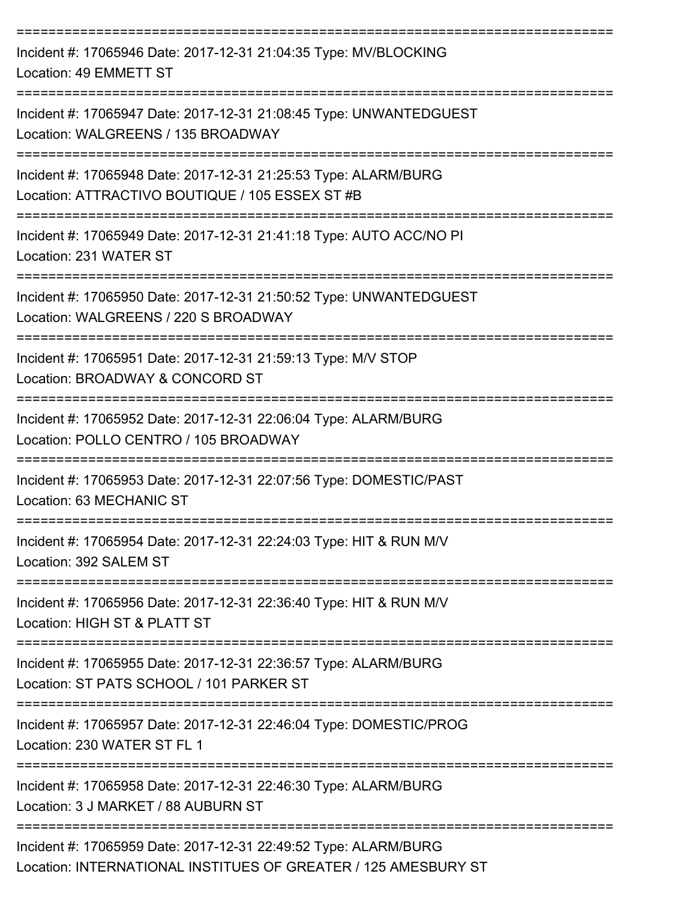===========================================================================

Incident #: 17065946 Date: 2017-12-31 21:04:35 Type: MV/BLOCKING
Location: 49 EMMETT ST

===========================================================================

Incident #: 17065947 Date: 2017-12-31 21:08:45 Type: UNWANTEDGUEST
Location: WALGREENS / 135 BROADWAY

===========================================================================

Incident #: 17065948 Date: 2017-12-31 21:25:53 Type: ALARM/BURG
Location: ATTRACTIVO BOUTIQUE / 105 ESSEX ST #B

===========================================================================

Incident #: 17065949 Date: 2017-12-31 21:41:18 Type: AUTO ACC/NO PI
Location: 231 WATER ST

===========================================================================

Incident #: 17065950 Date: 2017-12-31 21:50:52 Type: UNWANTEDGUEST
Location: WALGREENS / 220 S BROADWAY

===========================================================================

Incident #: 17065951 Date: 2017-12-31 21:59:13 Type: M/V STOP
Location: BROADWAY & CONCORD ST

===========================================================================

Incident #: 17065952 Date: 2017-12-31 22:06:04 Type: ALARM/BURG
Location: POLLO CENTRO / 105 BROADWAY

===========================================================================

Incident #: 17065953 Date: 2017-12-31 22:07:56 Type: DOMESTIC/PAST
Location: 63 MECHANIC ST

===========================================================================

Incident #: 17065954 Date: 2017-12-31 22:24:03 Type: HIT & RUN M/V
Location: 392 SALEM ST

===========================================================================

Incident #: 17065956 Date: 2017-12-31 22:36:40 Type: HIT & RUN M/V
Location: HIGH ST & PLATT ST

===========================================================================

Incident #: 17065955 Date: 2017-12-31 22:36:57 Type: ALARM/BURG
Location: ST PATS SCHOOL / 101 PARKER ST

===========================================================================

Incident #: 17065957 Date: 2017-12-31 22:46:04 Type: DOMESTIC/PROG
Location: 230 WATER ST FL 1

===========================================================================

Incident #: 17065958 Date: 2017-12-31 22:46:30 Type: ALARM/BURG
Location: 3 J MARKET / 88 AUBURN ST

===========================================================================

Incident #: 17065959 Date: 2017-12-31 22:49:52 Type: ALARM/BURG
Location: INTERNATIONAL INSTITUES OF GREATER / 125 AMESBURY ST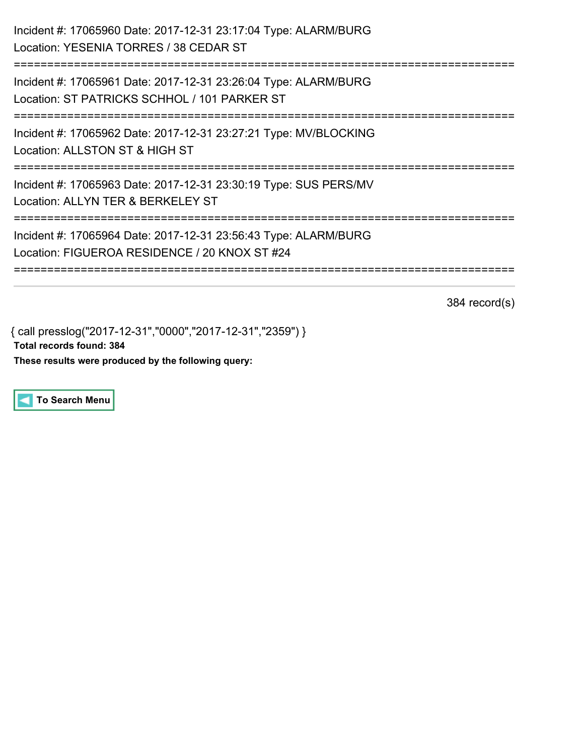Incident #: 17065960 Date: 2017-12-31 23:17:04 Type: ALARM/BURG
Location: YESENIA TORRES / 38 CEDAR ST

===========================================================================

Incident #: 17065961 Date: 2017-12-31 23:26:04 Type: ALARM/BURG
Location: ST PATRICKS SCHHOL / 101 PARKER ST

===========================================================================

Incident #: 17065962 Date: 2017-12-31 23:27:21 Type: MV/BLOCKING
Location: ALLSTON ST & HIGH ST

===========================================================================

Incident #: 17065963 Date: 2017-12-31 23:30:19 Type: SUS PERS/MV
Location: ALLYN TER & BERKELEY ST

===========================================================================

Incident #: 17065964 Date: 2017-12-31 23:56:43 Type: ALARM/BURG
Location: FIGUEROA RESIDENCE / 20 KNOX ST #24

===========================================================================

---

384 record(s)

{ call presslog("2017-12-31","0000","2017-12-31","2359") }

**Total records found: 384**

**These results were produced by the following query:**

**To Search Menu**